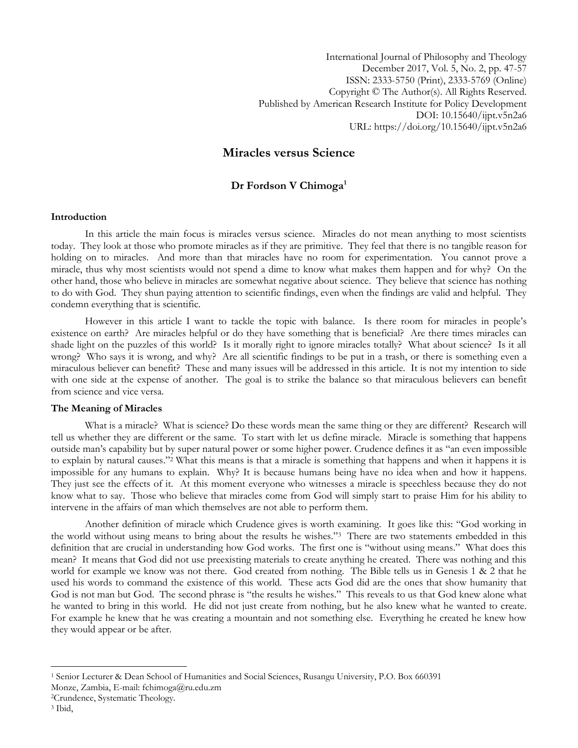International Journal of Philosophy and Theology
December 2017, Vol. 5, No. 2, pp. 47-57
ISSN: 2333-5750 (Print), 2333-5769 (Online)
Copyright © The Author(s). All Rights Reserved.
Published by American Research Institute for Policy Development
DOI: 10.15640/ijpt.v5n2a6
URL: https://doi.org/10.15640/ijpt.v5n2a6

# Miracles versus Science

**Dr Fordson V Chimoga**[1]

## Introduction

In this article the main focus is miracles versus science. Miracles do not mean anything to most scientists today. They look at those who promote miracles as if they are primitive. They feel that there is no tangible reason for holding on to miracles. And more than that miracles have no room for experimentation. You cannot prove a miracle, thus why most scientists would not spend a dime to know what makes them happen and for why? On the other hand, those who believe in miracles are somewhat negative about science. They believe that science has nothing to do with God. They shun paying attention to scientific findings, even when the findings are valid and helpful. They condemn everything that is scientific.

However in this article I want to tackle the topic with balance. Is there room for miracles in people's existence on earth? Are miracles helpful or do they have something that is beneficial? Are there times miracles can shade light on the puzzles of this world? Is it morally right to ignore miracles totally? What about science? Is it all wrong? Who says it is wrong, and why? Are all scientific findings to be put in a trash, or there is something even a miraculous believer can benefit? These and many issues will be addressed in this article. It is not my intention to side with one side at the expense of another. The goal is to strike the balance so that miraculous believers can benefit from science and vice versa.

## The Meaning of Miracles

What is a miracle? What is science? Do these words mean the same thing or they are different? Research will tell us whether they are different or the same. To start with let us define miracle. Miracle is something that happens outside man's capability but by super natural power or some higher power. Crudence defines it as "an even impossible to explain by natural causes."[2] What this means is that a miracle is something that happens and when it happens it is impossible for any humans to explain. Why? It is because humans being have no idea when and how it happens. They just see the effects of it. At this moment everyone who witnesses a miracle is speechless because they do not know what to say. Those who believe that miracles come from God will simply start to praise Him for his ability to intervene in the affairs of man which themselves are not able to perform them.

Another definition of miracle which Crudence gives is worth examining. It goes like this: "God working in the world without using means to bring about the results he wishes."[3] There are two statements embedded in this definition that are crucial in understanding how God works. The first one is "without using means." What does this mean? It means that God did not use preexisting materials to create anything he created. There was nothing and this world for example we know was not there. God created from nothing. The Bible tells us in Genesis 1 & 2 that he used his words to command the existence of this world. These acts God did are the ones that show humanity that God is not man but God. The second phrase is "the results he wishes." This reveals to us that God knew alone what he wanted to bring in this world. He did not just create from nothing, but he also knew what he wanted to create. For example he knew that he was creating a mountain and not something else. Everything he created he knew how they would appear or be after.

---

[1] Senior Lecturer & Dean School of Humanities and Social Sciences, Rusangu University, P.O. Box 660391 Monze, Zambia, E-mail: fchimoga@ru.edu.zm

[2] Crundence, Systematic Theology.

[3] Ibid,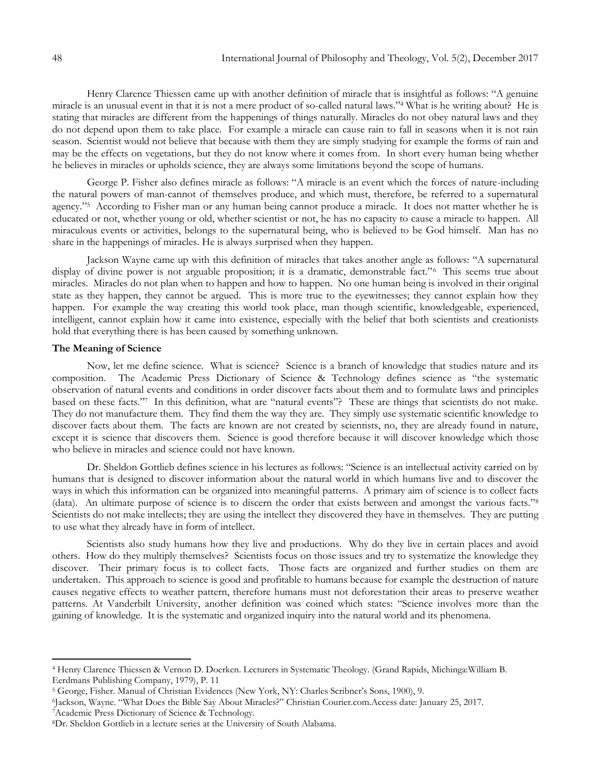Henry Clarence Thiessen came up with another definition of miracle that is insightful as follows: "A genuine miracle is an unusual event in that it is not a mere product of so-called natural laws."[4] What is he writing about? He is stating that miracles are different from the happenings of things naturally. Miracles do not obey natural laws and they do not depend upon them to take place. For example a miracle can cause rain to fall in seasons when it is not rain season. Scientist would not believe that because with them they are simply studying for example the forms of rain and may be the effects on vegetations, but they do not know where it comes from. In short every human being whether he believes in miracles or upholds science, they are always some limitations beyond the scope of humans.

George P. Fisher also defines miracle as follows: "A miracle is an event which the forces of nature-including the natural powers of man-cannot of themselves produce, and which must, therefore, be referred to a supernatural agency."[5] According to Fisher man or any human being cannot produce a miracle. It does not matter whether he is educated or not, whether young or old, whether scientist or not, he has no capacity to cause a miracle to happen. All miraculous events or activities, belongs to the supernatural being, who is believed to be God himself. Man has no share in the happenings of miracles. He is always surprised when they happen.

Jackson Wayne came up with this definition of miracles that takes another angle as follows: "A supernatural display of divine power is not arguable proposition; it is a dramatic, demonstrable fact."[6] This seems true about miracles. Miracles do not plan when to happen and how to happen. No one human being is involved in their original state as they happen, they cannot be argued. This is more true to the eyewitnesses; they cannot explain how they happen. For example the way creating this world took place, man though scientific, knowledgeable, experienced, intelligent, cannot explain how it came into existence, especially with the belief that both scientists and creationists hold that everything there is has been caused by something unknown.

**The Meaning of Science**

Now, let me define science. What is science? Science is a branch of knowledge that studies nature and its composition. The Academic Press Dictionary of Science & Technology defines science as "the systematic observation of natural events and conditions in order discover facts about them and to formulate laws and principles based on these facts."[7] In this definition, what are "natural events"? These are things that scientists do not make. They do not manufacture them. They find them the way they are. They simply use systematic scientific knowledge to discover facts about them. The facts are known are not created by scientists, no, they are already found in nature, except it is science that discovers them. Science is good therefore because it will discover knowledge which those who believe in miracles and science could not have known.

Dr. Sheldon Gottlieb defines science in his lectures as follows: "Science is an intellectual activity carried on by humans that is designed to discover information about the natural world in which humans live and to discover the ways in which this information can be organized into meaningful patterns. A primary aim of science is to collect facts (data). An ultimate purpose of science is to discern the order that exists between and amongst the various facts."[8] Scientists do not make intellects; they are using the intellect they discovered they have in themselves. They are putting to use what they already have in form of intellect.

Scientists also study humans how they live and productions. Why do they live in certain places and avoid others. How do they multiply themselves? Scientists focus on those issues and try to systematize the knowledge they discover. Their primary focus is to collect facts. Those facts are organized and further studies on them are undertaken. This approach to science is good and profitable to humans because for example the destruction of nature causes negative effects to weather pattern, therefore humans must not deforestation their areas to preserve weather patterns. At Vanderbilt University, another definition was coined which states: "Science involves more than the gaining of knowledge. It is the systematic and organized inquiry into the natural world and its phenomena.

---

[4] Henry Clarence Thiessen & Vernon D. Doerken. Lecturers in Systematic Theology. (Grand Rapids, Michinga:William B. Eerdmans Publishing Company, 1979), P. 11

[5] George, Fisher. Manual of Christian Evidences (New York, NY: Charles Scribner's Sons, 1900), 9.

[6] Jackson, Wayne. "What Does the Bible Say About Miracles?" Christian Courier.com.Access date: January 25, 2017.

[7] Academic Press Dictionary of Science & Technology.

[8] Dr. Sheldon Gottlieb in a lecture series at the University of South Alabama.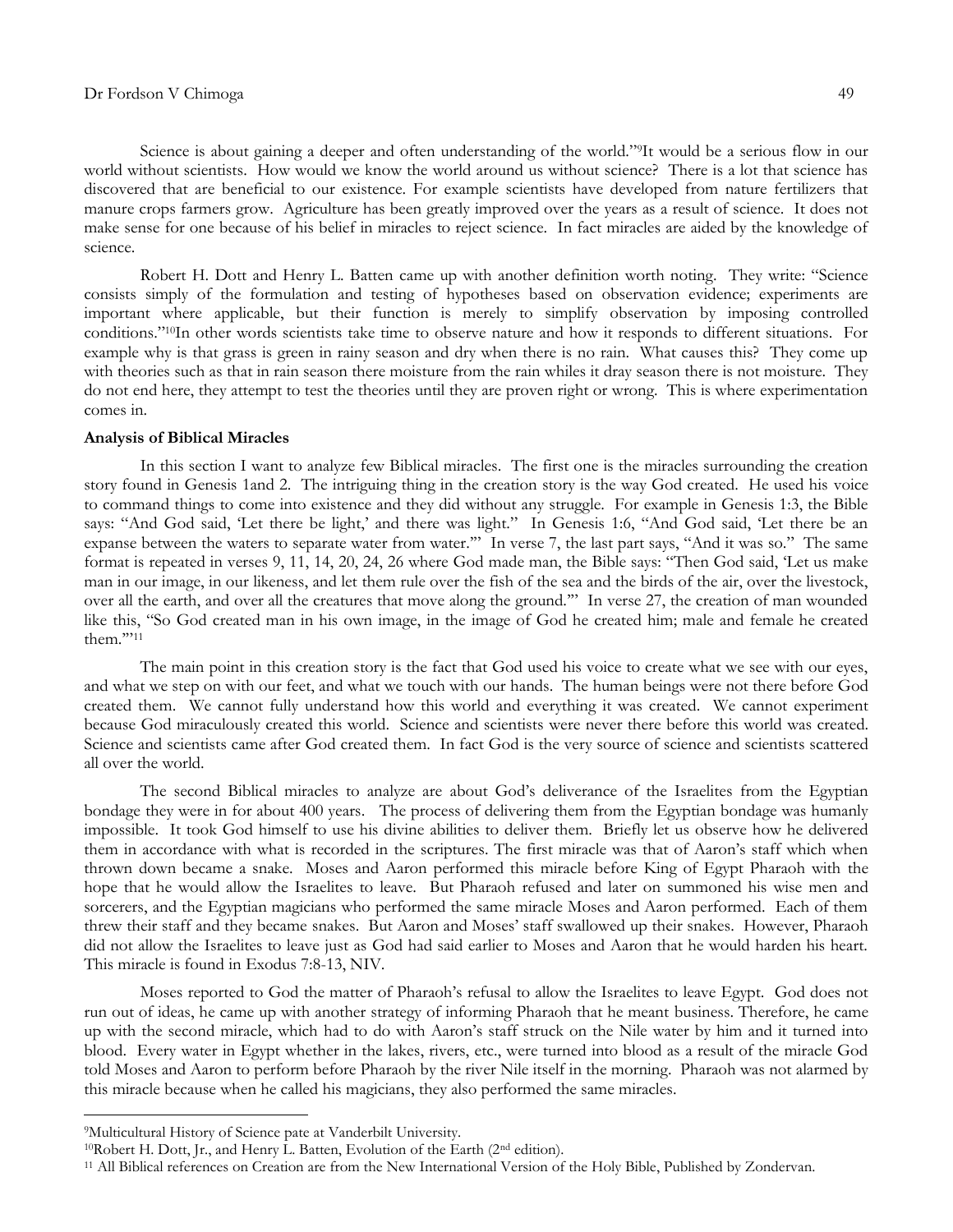Science is about gaining a deeper and often understanding of the world."[9]It would be a serious flow in our world without scientists. How would we know the world around us without science? There is a lot that science has discovered that are beneficial to our existence. For example scientists have developed from nature fertilizers that manure crops farmers grow. Agriculture has been greatly improved over the years as a result of science. It does not make sense for one because of his belief in miracles to reject science. In fact miracles are aided by the knowledge of science.

Robert H. Dott and Henry L. Batten came up with another definition worth noting. They write: "Science consists simply of the formulation and testing of hypotheses based on observation evidence; experiments are important where applicable, but their function is merely to simplify observation by imposing controlled conditions."[10]In other words scientists take time to observe nature and how it responds to different situations. For example why is that grass is green in rainy season and dry when there is no rain. What causes this? They come up with theories such as that in rain season there moisture from the rain whiles it dray season there is not moisture. They do not end here, they attempt to test the theories until they are proven right or wrong. This is where experimentation comes in.

**Analysis of Biblical Miracles**

In this section I want to analyze few Biblical miracles. The first one is the miracles surrounding the creation story found in Genesis 1and 2. The intriguing thing in the creation story is the way God created. He used his voice to command things to come into existence and they did without any struggle. For example in Genesis 1:3, the Bible says: "And God said, 'Let there be light,' and there was light." In Genesis 1:6, "And God said, 'Let there be an expanse between the waters to separate water from water.'" In verse 7, the last part says, "And it was so." The same format is repeated in verses 9, 11, 14, 20, 24, 26 where God made man, the Bible says: "Then God said, 'Let us make man in our image, in our likeness, and let them rule over the fish of the sea and the birds of the air, over the livestock, over all the earth, and over all the creatures that move along the ground.'" In verse 27, the creation of man wounded like this, "So God created man in his own image, in the image of God he created him; male and female he created them.'"[11]

The main point in this creation story is the fact that God used his voice to create what we see with our eyes, and what we step on with our feet, and what we touch with our hands. The human beings were not there before God created them. We cannot fully understand how this world and everything it was created. We cannot experiment because God miraculously created this world. Science and scientists were never there before this world was created. Science and scientists came after God created them. In fact God is the very source of science and scientists scattered all over the world.

The second Biblical miracles to analyze are about God's deliverance of the Israelites from the Egyptian bondage they were in for about 400 years. The process of delivering them from the Egyptian bondage was humanly impossible. It took God himself to use his divine abilities to deliver them. Briefly let us observe how he delivered them in accordance with what is recorded in the scriptures. The first miracle was that of Aaron's staff which when thrown down became a snake. Moses and Aaron performed this miracle before King of Egypt Pharaoh with the hope that he would allow the Israelites to leave. But Pharaoh refused and later on summoned his wise men and sorcerers, and the Egyptian magicians who performed the same miracle Moses and Aaron performed. Each of them threw their staff and they became snakes. But Aaron and Moses' staff swallowed up their snakes. However, Pharaoh did not allow the Israelites to leave just as God had said earlier to Moses and Aaron that he would harden his heart. This miracle is found in Exodus 7:8-13, NIV.

Moses reported to God the matter of Pharaoh's refusal to allow the Israelites to leave Egypt. God does not run out of ideas, he came up with another strategy of informing Pharaoh that he meant business. Therefore, he came up with the second miracle, which had to do with Aaron's staff struck on the Nile water by him and it turned into blood. Every water in Egypt whether in the lakes, rivers, etc., were turned into blood as a result of the miracle God told Moses and Aaron to perform before Pharaoh by the river Nile itself in the morning. Pharaoh was not alarmed by this miracle because when he called his magicians, they also performed the same miracles.

---

[9]Multicultural History of Science pate at Vanderbilt University.

[10]Robert H. Dott, Jr., and Henry L. Batten, Evolution of the Earth (2nd edition).

[11] All Biblical references on Creation are from the New International Version of the Holy Bible, Published by Zondervan.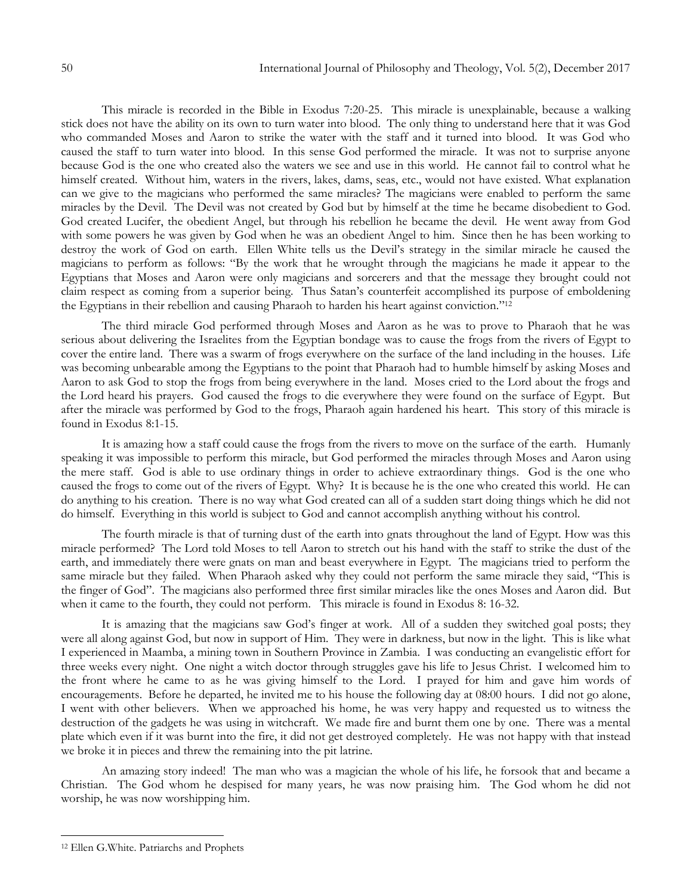This miracle is recorded in the Bible in Exodus 7:20-25. This miracle is unexplainable, because a walking stick does not have the ability on its own to turn water into blood. The only thing to understand here that it was God who commanded Moses and Aaron to strike the water with the staff and it turned into blood. It was God who caused the staff to turn water into blood. In this sense God performed the miracle. It was not to surprise anyone because God is the one who created also the waters we see and use in this world. He cannot fail to control what he himself created. Without him, waters in the rivers, lakes, dams, seas, etc., would not have existed. What explanation can we give to the magicians who performed the same miracles? The magicians were enabled to perform the same miracles by the Devil. The Devil was not created by God but by himself at the time he became disobedient to God. God created Lucifer, the obedient Angel, but through his rebellion he became the devil. He went away from God with some powers he was given by God when he was an obedient Angel to him. Since then he has been working to destroy the work of God on earth. Ellen White tells us the Devil's strategy in the similar miracle he caused the magicians to perform as follows: "By the work that he wrought through the magicians he made it appear to the Egyptians that Moses and Aaron were only magicians and sorcerers and that the message they brought could not claim respect as coming from a superior being. Thus Satan's counterfeit accomplished its purpose of emboldening the Egyptians in their rebellion and causing Pharaoh to harden his heart against conviction."[12]

The third miracle God performed through Moses and Aaron as he was to prove to Pharaoh that he was serious about delivering the Israelites from the Egyptian bondage was to cause the frogs from the rivers of Egypt to cover the entire land. There was a swarm of frogs everywhere on the surface of the land including in the houses. Life was becoming unbearable among the Egyptians to the point that Pharaoh had to humble himself by asking Moses and Aaron to ask God to stop the frogs from being everywhere in the land. Moses cried to the Lord about the frogs and the Lord heard his prayers. God caused the frogs to die everywhere they were found on the surface of Egypt. But after the miracle was performed by God to the frogs, Pharaoh again hardened his heart. This story of this miracle is found in Exodus 8:1-15.

It is amazing how a staff could cause the frogs from the rivers to move on the surface of the earth. Humanly speaking it was impossible to perform this miracle, but God performed the miracles through Moses and Aaron using the mere staff. God is able to use ordinary things in order to achieve extraordinary things. God is the one who caused the frogs to come out of the rivers of Egypt. Why? It is because he is the one who created this world. He can do anything to his creation. There is no way what God created can all of a sudden start doing things which he did not do himself. Everything in this world is subject to God and cannot accomplish anything without his control.

The fourth miracle is that of turning dust of the earth into gnats throughout the land of Egypt. How was this miracle performed? The Lord told Moses to tell Aaron to stretch out his hand with the staff to strike the dust of the earth, and immediately there were gnats on man and beast everywhere in Egypt. The magicians tried to perform the same miracle but they failed. When Pharaoh asked why they could not perform the same miracle they said, "This is the finger of God". The magicians also performed three first similar miracles like the ones Moses and Aaron did. But when it came to the fourth, they could not perform. This miracle is found in Exodus 8: 16-32.

It is amazing that the magicians saw God's finger at work. All of a sudden they switched goal posts; they were all along against God, but now in support of Him. They were in darkness, but now in the light. This is like what I experienced in Maamba, a mining town in Southern Province in Zambia. I was conducting an evangelistic effort for three weeks every night. One night a witch doctor through struggles gave his life to Jesus Christ. I welcomed him to the front where he came to as he was giving himself to the Lord. I prayed for him and gave him words of encouragements. Before he departed, he invited me to his house the following day at 08:00 hours. I did not go alone, I went with other believers. When we approached his home, he was very happy and requested us to witness the destruction of the gadgets he was using in witchcraft. We made fire and burnt them one by one. There was a mental plate which even if it was burnt into the fire, it did not get destroyed completely. He was not happy with that instead we broke it in pieces and threw the remaining into the pit latrine.

An amazing story indeed! The man who was a magician the whole of his life, he forsook that and became a Christian. The God whom he despised for many years, he was now praising him. The God whom he did not worship, he was now worshipping him.

---

[12] Ellen G.White. Patriarchs and Prophets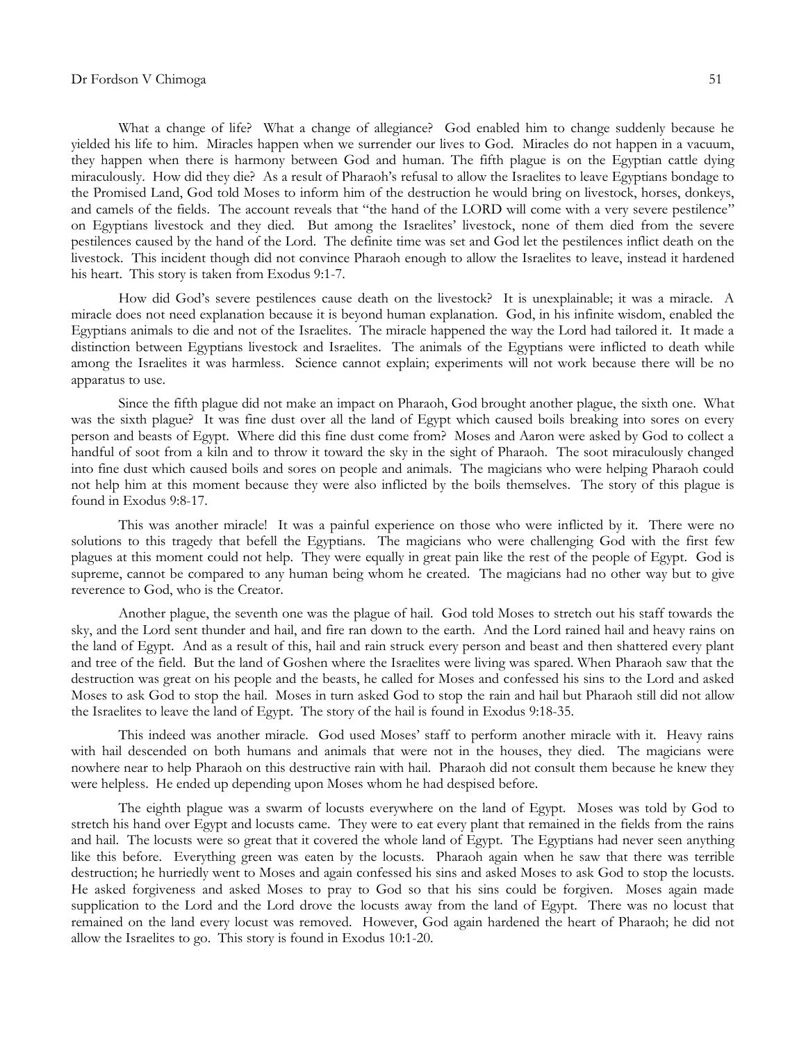What a change of life? What a change of allegiance? God enabled him to change suddenly because he yielded his life to him. Miracles happen when we surrender our lives to God. Miracles do not happen in a vacuum, they happen when there is harmony between God and human. The fifth plague is on the Egyptian cattle dying miraculously. How did they die? As a result of Pharaoh's refusal to allow the Israelites to leave Egyptians bondage to the Promised Land, God told Moses to inform him of the destruction he would bring on livestock, horses, donkeys, and camels of the fields. The account reveals that "the hand of the LORD will come with a very severe pestilence" on Egyptians livestock and they died. But among the Israelites' livestock, none of them died from the severe pestilences caused by the hand of the Lord. The definite time was set and God let the pestilences inflict death on the livestock. This incident though did not convince Pharaoh enough to allow the Israelites to leave, instead it hardened his heart. This story is taken from Exodus 9:1-7.

How did God's severe pestilences cause death on the livestock? It is unexplainable; it was a miracle. A miracle does not need explanation because it is beyond human explanation. God, in his infinite wisdom, enabled the Egyptians animals to die and not of the Israelites. The miracle happened the way the Lord had tailored it. It made a distinction between Egyptians livestock and Israelites. The animals of the Egyptians were inflicted to death while among the Israelites it was harmless. Science cannot explain; experiments will not work because there will be no apparatus to use.

Since the fifth plague did not make an impact on Pharaoh, God brought another plague, the sixth one. What was the sixth plague? It was fine dust over all the land of Egypt which caused boils breaking into sores on every person and beasts of Egypt. Where did this fine dust come from? Moses and Aaron were asked by God to collect a handful of soot from a kiln and to throw it toward the sky in the sight of Pharaoh. The soot miraculously changed into fine dust which caused boils and sores on people and animals. The magicians who were helping Pharaoh could not help him at this moment because they were also inflicted by the boils themselves. The story of this plague is found in Exodus 9:8-17.

This was another miracle! It was a painful experience on those who were inflicted by it. There were no solutions to this tragedy that befell the Egyptians. The magicians who were challenging God with the first few plagues at this moment could not help. They were equally in great pain like the rest of the people of Egypt. God is supreme, cannot be compared to any human being whom he created. The magicians had no other way but to give reverence to God, who is the Creator.

Another plague, the seventh one was the plague of hail. God told Moses to stretch out his staff towards the sky, and the Lord sent thunder and hail, and fire ran down to the earth. And the Lord rained hail and heavy rains on the land of Egypt. And as a result of this, hail and rain struck every person and beast and then shattered every plant and tree of the field. But the land of Goshen where the Israelites were living was spared. When Pharaoh saw that the destruction was great on his people and the beasts, he called for Moses and confessed his sins to the Lord and asked Moses to ask God to stop the hail. Moses in turn asked God to stop the rain and hail but Pharaoh still did not allow the Israelites to leave the land of Egypt. The story of the hail is found in Exodus 9:18-35.

This indeed was another miracle. God used Moses' staff to perform another miracle with it. Heavy rains with hail descended on both humans and animals that were not in the houses, they died. The magicians were nowhere near to help Pharaoh on this destructive rain with hail. Pharaoh did not consult them because he knew they were helpless. He ended up depending upon Moses whom he had despised before.

The eighth plague was a swarm of locusts everywhere on the land of Egypt. Moses was told by God to stretch his hand over Egypt and locusts came. They were to eat every plant that remained in the fields from the rains and hail. The locusts were so great that it covered the whole land of Egypt. The Egyptians had never seen anything like this before. Everything green was eaten by the locusts. Pharaoh again when he saw that there was terrible destruction; he hurriedly went to Moses and again confessed his sins and asked Moses to ask God to stop the locusts. He asked forgiveness and asked Moses to pray to God so that his sins could be forgiven. Moses again made supplication to the Lord and the Lord drove the locusts away from the land of Egypt. There was no locust that remained on the land every locust was removed. However, God again hardened the heart of Pharaoh; he did not allow the Israelites to go. This story is found in Exodus 10:1-20.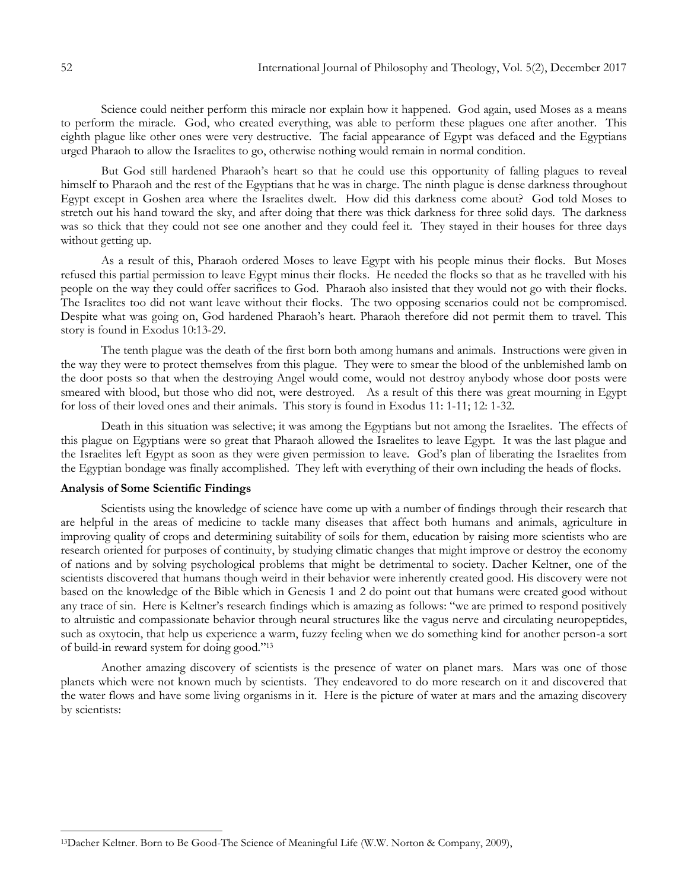Science could neither perform this miracle nor explain how it happened. God again, used Moses as a means to perform the miracle. God, who created everything, was able to perform these plagues one after another. This eighth plague like other ones were very destructive. The facial appearance of Egypt was defaced and the Egyptians urged Pharaoh to allow the Israelites to go, otherwise nothing would remain in normal condition.

But God still hardened Pharaoh's heart so that he could use this opportunity of falling plagues to reveal himself to Pharaoh and the rest of the Egyptians that he was in charge. The ninth plague is dense darkness throughout Egypt except in Goshen area where the Israelites dwelt. How did this darkness come about? God told Moses to stretch out his hand toward the sky, and after doing that there was thick darkness for three solid days. The darkness was so thick that they could not see one another and they could feel it. They stayed in their houses for three days without getting up.

As a result of this, Pharaoh ordered Moses to leave Egypt with his people minus their flocks. But Moses refused this partial permission to leave Egypt minus their flocks. He needed the flocks so that as he travelled with his people on the way they could offer sacrifices to God. Pharaoh also insisted that they would not go with their flocks. The Israelites too did not want leave without their flocks. The two opposing scenarios could not be compromised. Despite what was going on, God hardened Pharaoh's heart. Pharaoh therefore did not permit them to travel. This story is found in Exodus 10:13-29.

The tenth plague was the death of the first born both among humans and animals. Instructions were given in the way they were to protect themselves from this plague. They were to smear the blood of the unblemished lamb on the door posts so that when the destroying Angel would come, would not destroy anybody whose door posts were smeared with blood, but those who did not, were destroyed. As a result of this there was great mourning in Egypt for loss of their loved ones and their animals. This story is found in Exodus 11: 1-11; 12: 1-32.

Death in this situation was selective; it was among the Egyptians but not among the Israelites. The effects of this plague on Egyptians were so great that Pharaoh allowed the Israelites to leave Egypt. It was the last plague and the Israelites left Egypt as soon as they were given permission to leave. God's plan of liberating the Israelites from the Egyptian bondage was finally accomplished. They left with everything of their own including the heads of flocks.

**Analysis of Some Scientific Findings**

Scientists using the knowledge of science have come up with a number of findings through their research that are helpful in the areas of medicine to tackle many diseases that affect both humans and animals, agriculture in improving quality of crops and determining suitability of soils for them, education by raising more scientists who are research oriented for purposes of continuity, by studying climatic changes that might improve or destroy the economy of nations and by solving psychological problems that might be detrimental to society. Dacher Keltner, one of the scientists discovered that humans though weird in their behavior were inherently created good. His discovery were not based on the knowledge of the Bible which in Genesis 1 and 2 do point out that humans were created good without any trace of sin. Here is Keltner's research findings which is amazing as follows: "we are primed to respond positively to altruistic and compassionate behavior through neural structures like the vagus nerve and circulating neuropeptides, such as oxytocin, that help us experience a warm, fuzzy feeling when we do something kind for another person-a sort of build-in reward system for doing good."[13]

Another amazing discovery of scientists is the presence of water on planet mars. Mars was one of those planets which were not known much by scientists. They endeavored to do more research on it and discovered that the water flows and have some living organisms in it. Here is the picture of water at mars and the amazing discovery by scientists:

[13]Dacher Keltner. Born to Be Good-The Science of Meaningful Life (W.W. Norton & Company, 2009),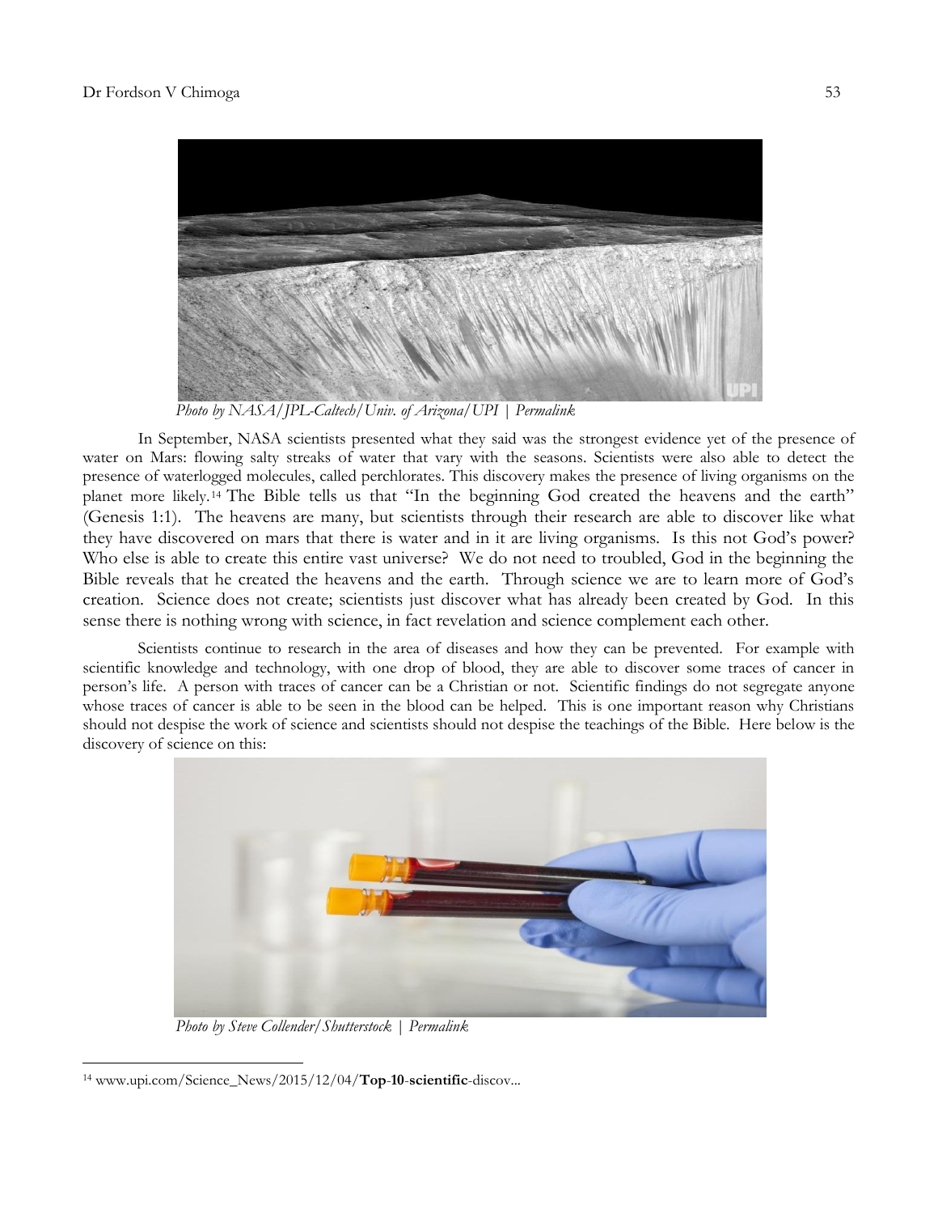*Photo by NASA/JPL-Caltech/Univ. of Arizona/UPI | Permalink*

In September, NASA scientists presented what they said was the strongest evidence yet of the presence of water on Mars: flowing salty streaks of water that vary with the seasons. Scientists were also able to detect the presence of waterlogged molecules, called perchlorates. This discovery makes the presence of living organisms on the planet more likely.[14] The Bible tells us that "In the beginning God created the heavens and the earth" (Genesis 1:1). The heavens are many, but scientists through their research are able to discover like what they have discovered on mars that there is water and in it are living organisms. Is this not God's power? Who else is able to create this entire vast universe? We do not need to troubled, God in the beginning the Bible reveals that he created the heavens and the earth. Through science we are to learn more of God's creation. Science does not create; scientists just discover what has already been created by God. In this sense there is nothing wrong with science, in fact revelation and science complement each other.

Scientists continue to research in the area of diseases and how they can be prevented. For example with scientific knowledge and technology, with one drop of blood, they are able to discover some traces of cancer in person's life. A person with traces of cancer can be a Christian or not. Scientific findings do not segregate anyone whose traces of cancer is able to be seen in the blood can be helped. This is one important reason why Christians should not despise the work of science and scientists should not despise the teachings of the Bible. Here below is the discovery of science on this:

*Photo by Steve Collender/Shutterstock | Permalink*

[14] www.upi.com/Science_News/2015/12/04/**Top-10-scientific**-discov...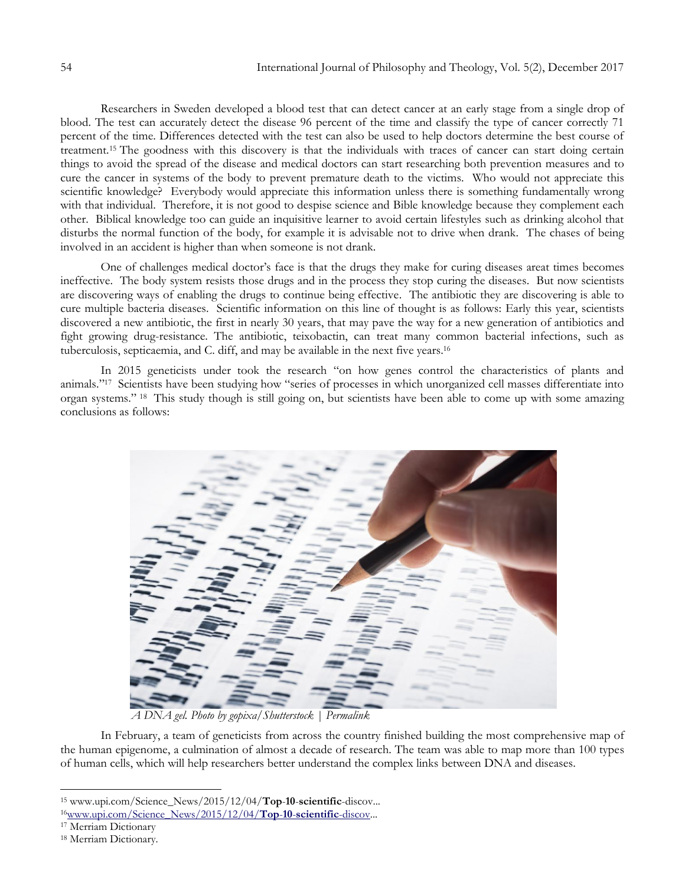Researchers in Sweden developed a blood test that can detect cancer at an early stage from a single drop of blood. The test can accurately detect the disease 96 percent of the time and classify the type of cancer correctly 71 percent of the time. Differences detected with the test can also be used to help doctors determine the best course of treatment.[15] The goodness with this discovery is that the individuals with traces of cancer can start doing certain things to avoid the spread of the disease and medical doctors can start researching both prevention measures and to cure the cancer in systems of the body to prevent premature death to the victims. Who would not appreciate this scientific knowledge? Everybody would appreciate this information unless there is something fundamentally wrong with that individual. Therefore, it is not good to despise science and Bible knowledge because they complement each other. Biblical knowledge too can guide an inquisitive learner to avoid certain lifestyles such as drinking alcohol that disturbs the normal function of the body, for example it is advisable not to drive when drank. The chases of being involved in an accident is higher than when someone is not drank.

One of challenges medical doctor's face is that the drugs they make for curing diseases areat times becomes ineffective. The body system resists those drugs and in the process they stop curing the diseases. But now scientists are discovering ways of enabling the drugs to continue being effective. The antibiotic they are discovering is able to cure multiple bacteria diseases. Scientific information on this line of thought is as follows: Early this year, scientists discovered a new antibiotic, the first in nearly 30 years, that may pave the way for a new generation of antibiotics and fight growing drug-resistance. The antibiotic, teixobactin, can treat many common bacterial infections, such as tuberculosis, septicaemia, and C. diff, and may be available in the next five years.[16]

In 2015 geneticists under took the research "on how genes control the characteristics of plants and animals."[17] Scientists have been studying how "series of processes in which unorganized cell masses differentiate into organ systems." [18] This study though is still going on, but scientists have been able to come up with some amazing conclusions as follows:

*A DNA gel. Photo by gopixa/Shutterstock | Permalink*

In February, a team of geneticists from across the country finished building the most comprehensive map of the human epigenome, a culmination of almost a decade of research. The team was able to map more than 100 types of human cells, which will help researchers better understand the complex links between DNA and diseases.

---

[15] www.upi.com/Science_News/2015/12/04/**Top-10-scientific**-discov...

[16] www.upi.com/Science_News/2015/12/04/**Top-10-scientific**-discov...

[17] Merriam Dictionary

[18] Merriam Dictionary.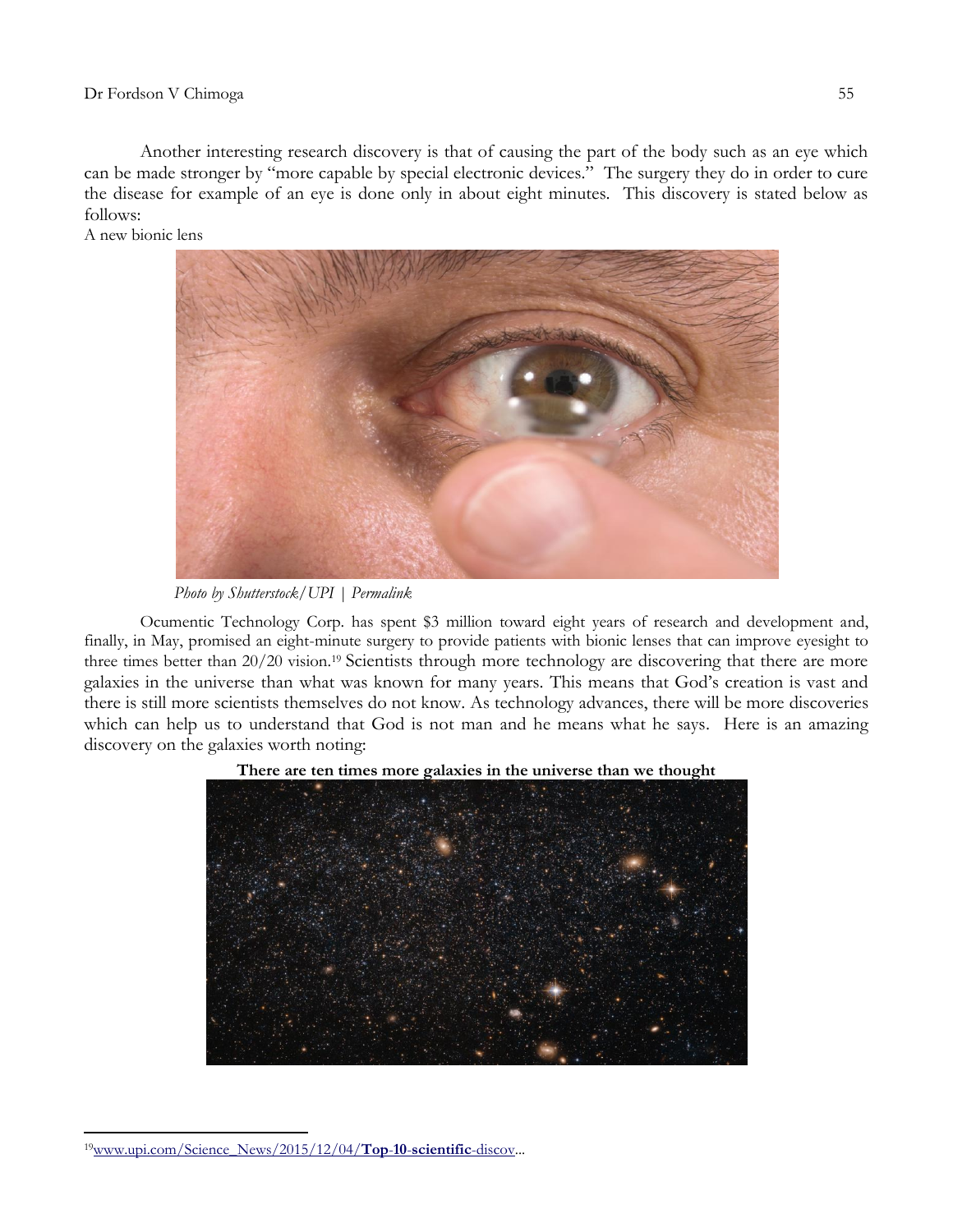Another interesting research discovery is that of causing the part of the body such as an eye which can be made stronger by "more capable by special electronic devices." The surgery they do in order to cure the disease for example of an eye is done only in about eight minutes. This discovery is stated below as follows:

A new bionic lens

*Photo by Shutterstock/UPI | Permalink*

Ocumentic Technology Corp. has spent $3 million toward eight years of research and development and, finally, in May, promised an eight-minute surgery to provide patients with bionic lenses that can improve eyesight to three times better than 20/20 vision.[19] Scientists through more technology are discovering that there are more galaxies in the universe than what was known for many years. This means that God's creation is vast and there is still more scientists themselves do not know. As technology advances, there will be more discoveries which can help us to understand that God is not man and he means what he says. Here is an amazing discovery on the galaxies worth noting:

**There are ten times more galaxies in the universe than we thought**

---

[19] www.upi.com/Science_News/2015/12/04/**Top-10-scientific**-discov...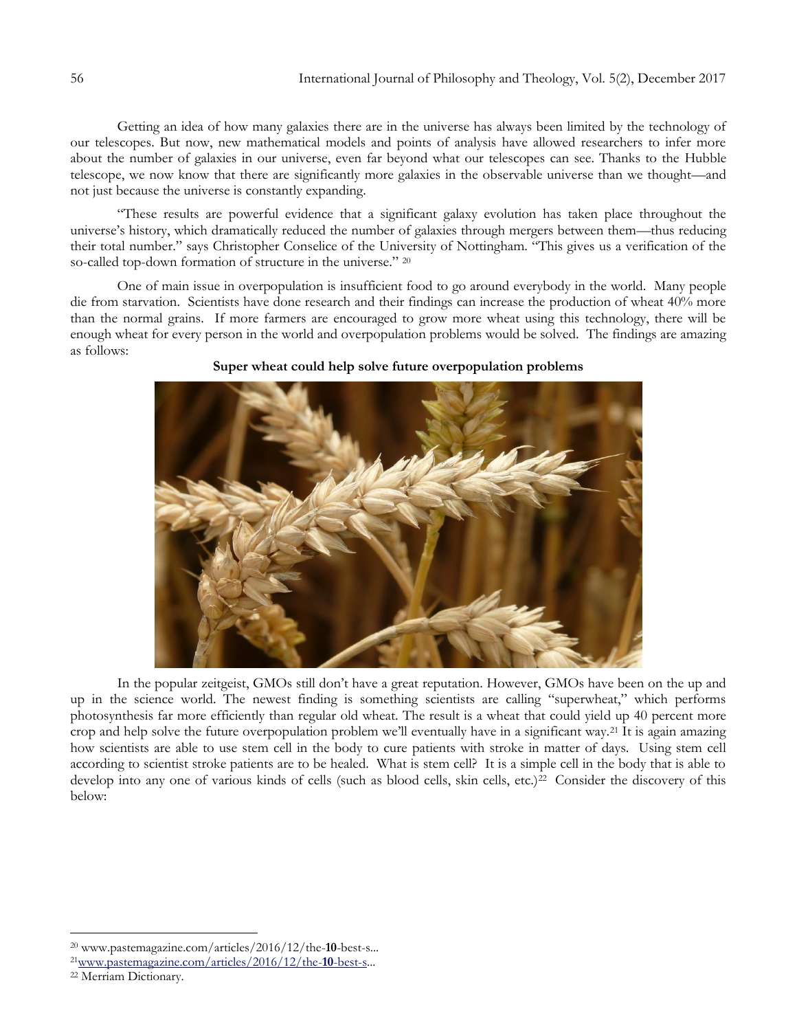Getting an idea of how many galaxies there are in the universe has always been limited by the technology of our telescopes. But now, new mathematical models and points of analysis have allowed researchers to infer more about the number of galaxies in our universe, even far beyond what our telescopes can see. Thanks to the Hubble telescope, we now know that there are significantly more galaxies in the observable universe than we thought—and not just because the universe is constantly expanding.

"These results are powerful evidence that a significant galaxy evolution has taken place throughout the universe's history, which dramatically reduced the number of galaxies through mergers between them—thus reducing their total number." says Christopher Conselice of the University of Nottingham. "This gives us a verification of the so-called top-down formation of structure in the universe." [20]

One of main issue in overpopulation is insufficient food to go around everybody in the world. Many people die from starvation. Scientists have done research and their findings can increase the production of wheat 40% more than the normal grains. If more farmers are encouraged to grow more wheat using this technology, there will be enough wheat for every person in the world and overpopulation problems would be solved. The findings are amazing as follows:

**Super wheat could help solve future overpopulation problems**

In the popular zeitgeist, GMOs still don't have a great reputation. However, GMOs have been on the up and up in the science world. The newest finding is something scientists are calling "superwheat," which performs photosynthesis far more efficiently than regular old wheat. The result is a wheat that could yield up 40 percent more crop and help solve the future overpopulation problem we'll eventually have in a significant way.[21] It is again amazing how scientists are able to use stem cell in the body to cure patients with stroke in matter of days. Using stem cell according to scientist stroke patients are to be healed. What is stem cell? It is a simple cell in the body that is able to develop into any one of various kinds of cells (such as blood cells, skin cells, etc.)[22] Consider the discovery of this below:

---

[20] www.pastemagazine.com/articles/2016/12/the-**10**-best-s...

[21] www.pastemagazine.com/articles/2016/12/the-**10**-best-s...

[22] Merriam Dictionary.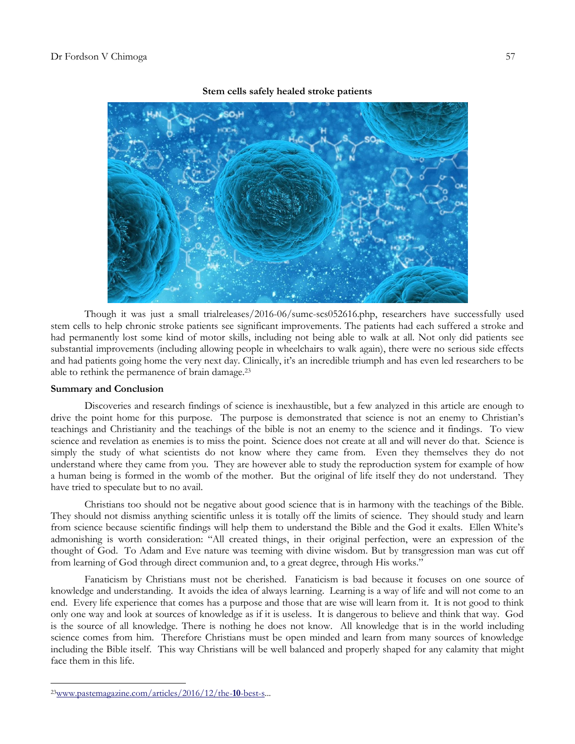**Stem cells safely healed stroke patients**

Though it was just a small trialreleases/2016-06/sumc-scs052616.php, researchers have successfully used stem cells to help chronic stroke patients see significant improvements. The patients had each suffered a stroke and had permanently lost some kind of motor skills, including not being able to walk at all. Not only did patients see substantial improvements (including allowing people in wheelchairs to walk again), there were no serious side effects and had patients going home the very next day. Clinically, it's an incredible triumph and has even led researchers to be able to rethink the permanence of brain damage.[23]

**Summary and Conclusion**

Discoveries and research findings of science is inexhaustible, but a few analyzed in this article are enough to drive the point home for this purpose. The purpose is demonstrated that science is not an enemy to Christian's teachings and Christianity and the teachings of the bible is not an enemy to the science and it findings. To view science and revelation as enemies is to miss the point. Science does not create at all and will never do that. Science is simply the study of what scientists do not know where they came from. Even they themselves they do not understand where they came from you. They are however able to study the reproduction system for example of how a human being is formed in the womb of the mother. But the original of life itself they do not understand. They have tried to speculate but to no avail.

Christians too should not be negative about good science that is in harmony with the teachings of the Bible. They should not dismiss anything scientific unless it is totally off the limits of science. They should study and learn from science because scientific findings will help them to understand the Bible and the God it exalts. Ellen White's admonishing is worth consideration: "All created things, in their original perfection, were an expression of the thought of God. To Adam and Eve nature was teeming with divine wisdom. But by transgression man was cut off from learning of God through direct communion and, to a great degree, through His works."

Fanaticism by Christians must not be cherished. Fanaticism is bad because it focuses on one source of knowledge and understanding. It avoids the idea of always learning. Learning is a way of life and will not come to an end. Every life experience that comes has a purpose and those that are wise will learn from it. It is not good to think only one way and look at sources of knowledge as if it is useless. It is dangerous to believe and think that way. God is the source of all knowledge. There is nothing he does not know. All knowledge that is in the world including science comes from him. Therefore Christians must be open minded and learn from many sources of knowledge including the Bible itself. This way Christians will be well balanced and properly shaped for any calamity that might face them in this life.

---

[23] www.pastemagazine.com/articles/2016/12/the-**10**-best-s...